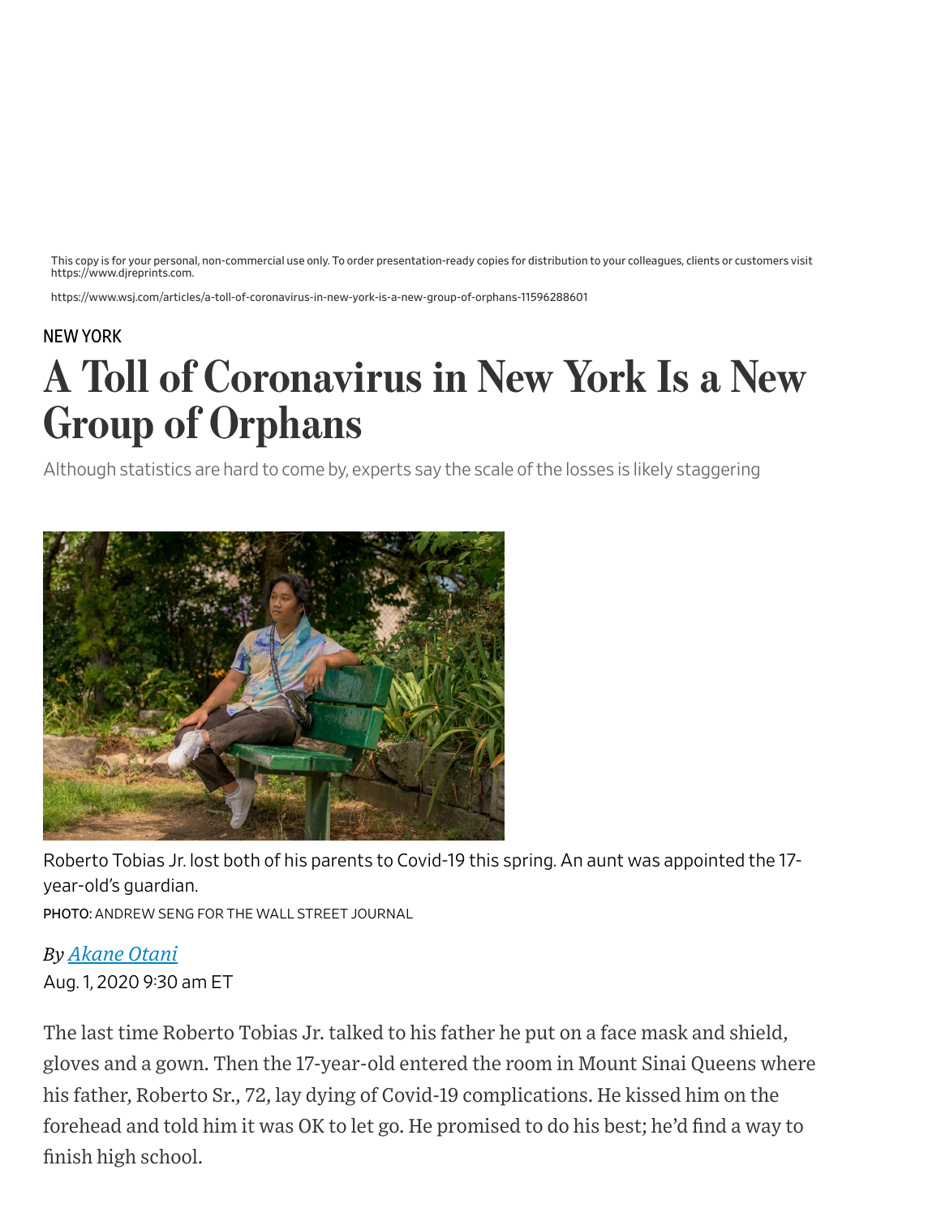This copy is for your personal, non-commercial use only. To order presentation-ready copies for distribution to your colleagues, clients or customers visit https://www.djreprints.com.

https://www.wsj.com/articles/a-toll-of-coronavirus-in-new-york-is-a-new-group-of-orphans-11596288601

NEW YORK

# A Toll of Coronavirus in New York Is a New Group of Orphans

Although statistics are hard to come by, experts say the scale of the losses is likely staggering

Roberto Tobias Jr. lost both of his parents to Covid-19 this spring. An aunt was appointed the 17-year-old's guardian.

PHOTO: ANDREW SENG FOR THE WALL STREET JOURNAL

*By Akane Otani*

Aug. 1, 2020 9:30 am ET

The last time Roberto Tobias Jr. talked to his father he put on a face mask and shield, gloves and a gown. Then the 17-year-old entered the room in Mount Sinai Queens where his father, Roberto Sr., 72, lay dying of Covid-19 complications. He kissed him on the forehead and told him it was OK to let go. He promised to do his best; he'd find a way to finish high school.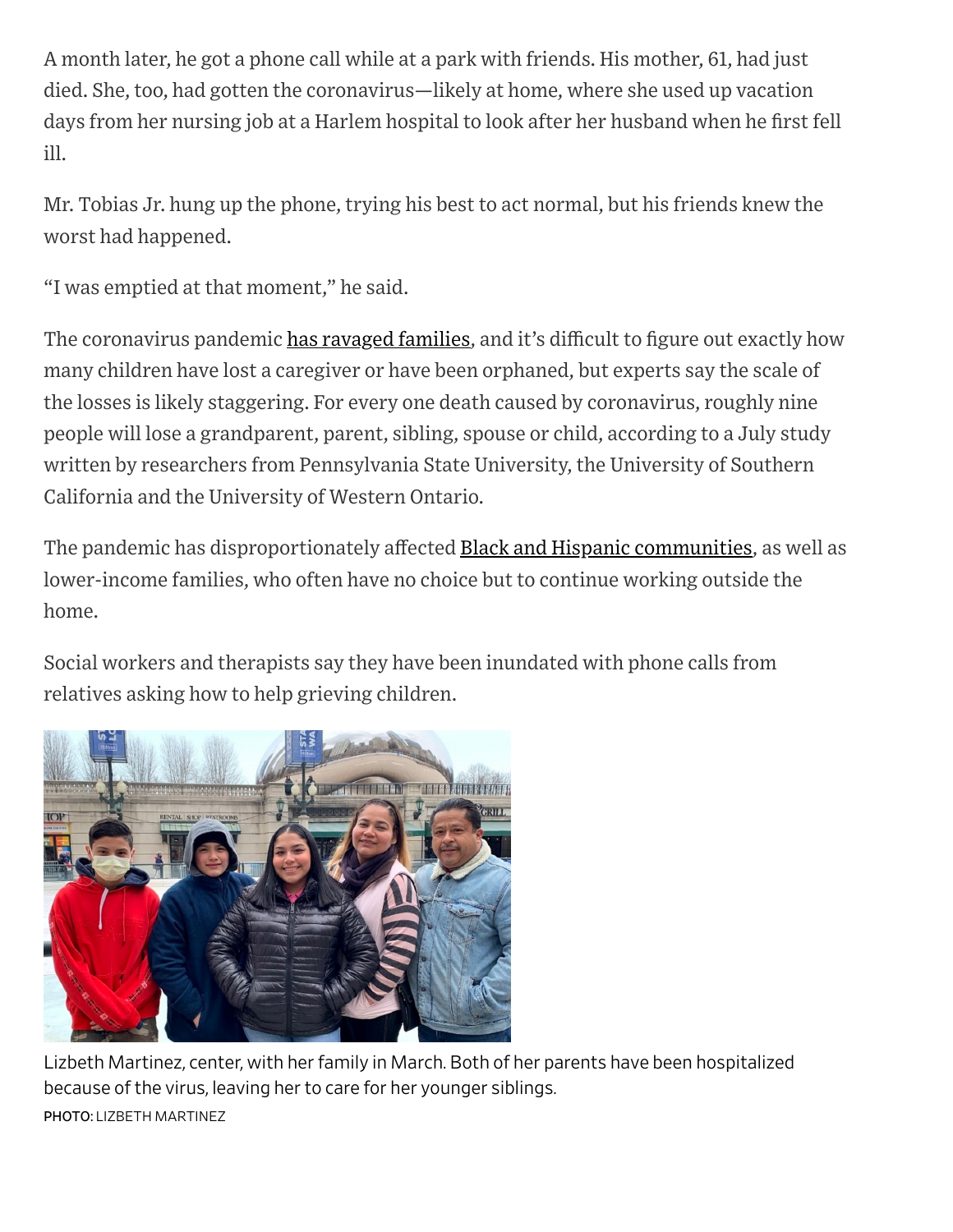A month later, he got a phone call while at a park with friends. His mother, 61, had just died. She, too, had gotten the coronavirus—likely at home, where she used up vacation days from her nursing job at a Harlem hospital to look after her husband when he first fell ill.

Mr. Tobias Jr. hung up the phone, trying his best to act normal, but his friends knew the worst had happened.

"I was emptied at that moment," he said.

The coronavirus pandemic has ravaged families, and it's difficult to figure out exactly how many children have lost a caregiver or have been orphaned, but experts say the scale of the losses is likely staggering. For every one death caused by coronavirus, roughly nine people will lose a grandparent, parent, sibling, spouse or child, according to a July study written by researchers from Pennsylvania State University, the University of Southern California and the University of Western Ontario.

The pandemic has disproportionately affected Black and Hispanic communities, as well as lower-income families, who often have no choice but to continue working outside the home.

Social workers and therapists say they have been inundated with phone calls from relatives asking how to help grieving children.

Lizbeth Martinez, center, with her family in March. Both of her parents have been hospitalized because of the virus, leaving her to care for her younger siblings.

PHOTO: LIZBETH MARTINEZ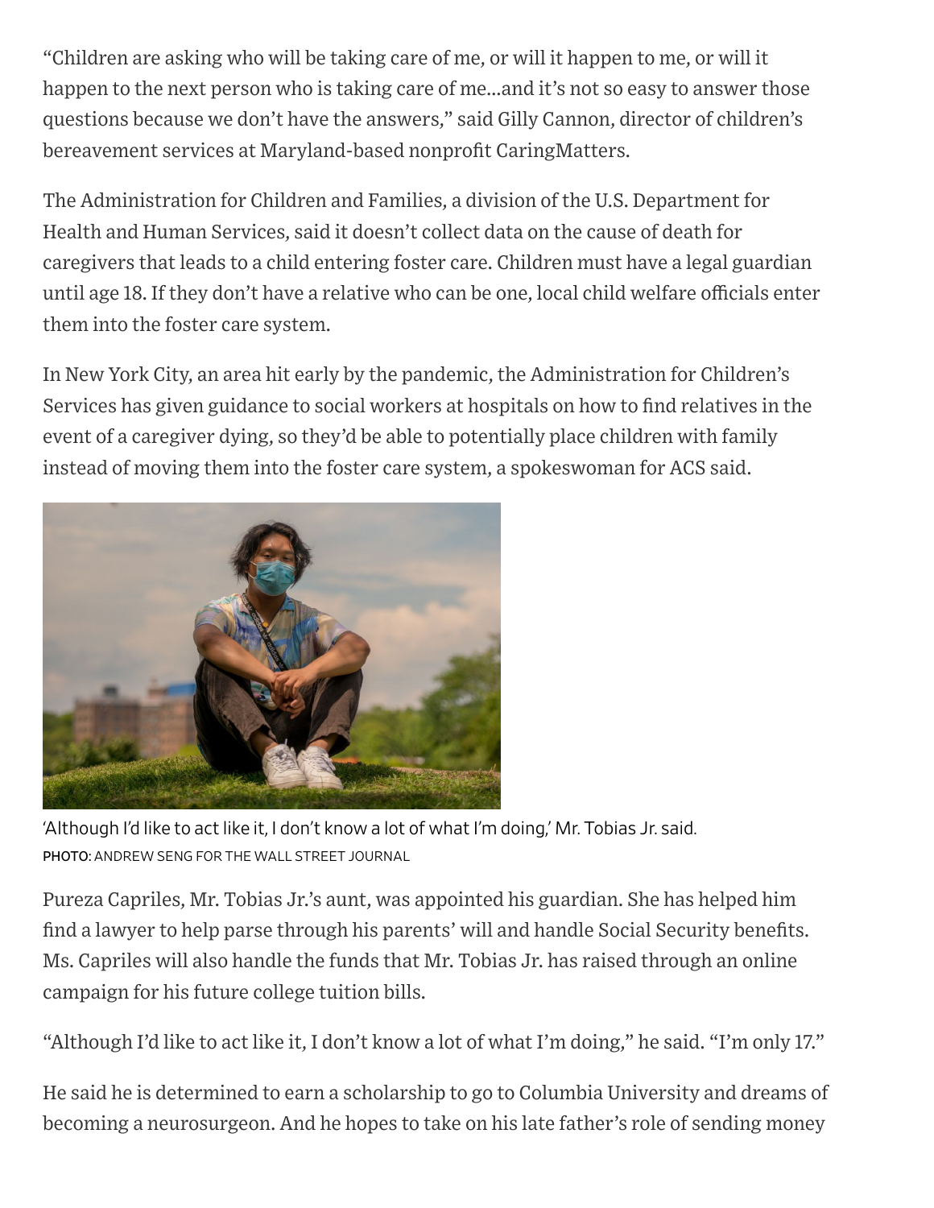"Children are asking who will be taking care of me, or will it happen to me, or will it happen to the next person who is taking care of me...and it's not so easy to answer those questions because we don't have the answers," said Gilly Cannon, director of children's bereavement services at Maryland-based nonprofit CaringMatters.

The Administration for Children and Families, a division of the U.S. Department for Health and Human Services, said it doesn't collect data on the cause of death for caregivers that leads to a child entering foster care. Children must have a legal guardian until age 18. If they don't have a relative who can be one, local child welfare officials enter them into the foster care system.

In New York City, an area hit early by the pandemic, the Administration for Children's Services has given guidance to social workers at hospitals on how to find relatives in the event of a caregiver dying, so they'd be able to potentially place children with family instead of moving them into the foster care system, a spokeswoman for ACS said.

'Although I'd like to act like it, I don't know a lot of what I'm doing,' Mr. Tobias Jr. said.
PHOTO: ANDREW SENG FOR THE WALL STREET JOURNAL

Pureza Capriles, Mr. Tobias Jr.'s aunt, was appointed his guardian. She has helped him find a lawyer to help parse through his parents' will and handle Social Security benefits. Ms. Capriles will also handle the funds that Mr. Tobias Jr. has raised through an online campaign for his future college tuition bills.

"Although I'd like to act like it, I don't know a lot of what I'm doing," he said. "I'm only 17."

He said he is determined to earn a scholarship to go to Columbia University and dreams of becoming a neurosurgeon. And he hopes to take on his late father's role of sending money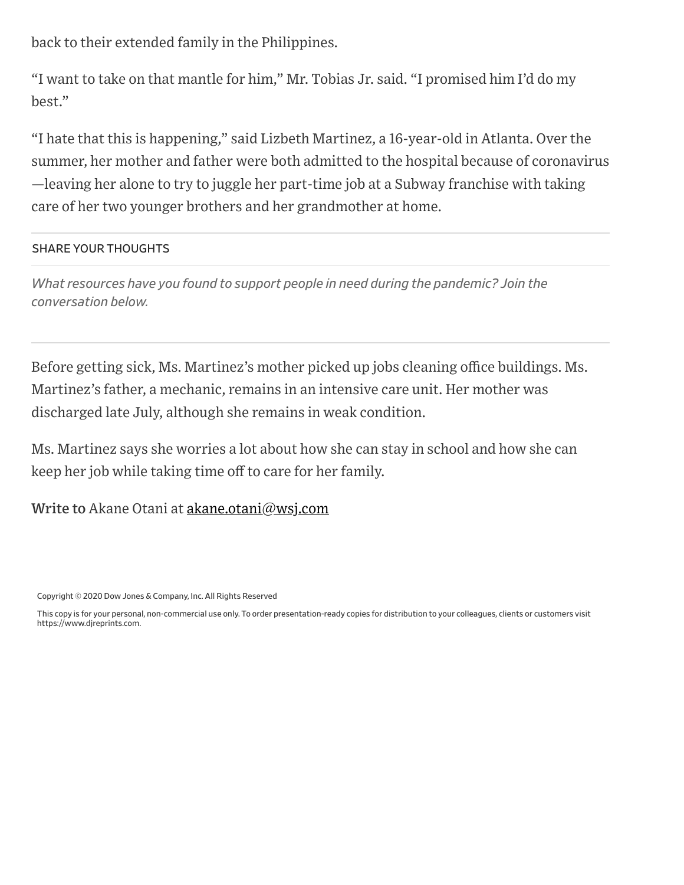back to their extended family in the Philippines.

"I want to take on that mantle for him," Mr. Tobias Jr. said. "I promised him I'd do my best."

"I hate that this is happening," said Lizbeth Martinez, a 16-year-old in Atlanta. Over the summer, her mother and father were both admitted to the hospital because of coronavirus—leaving her alone to try to juggle her part-time job at a Subway franchise with taking care of her two younger brothers and her grandmother at home.

SHARE YOUR THOUGHTS

*What resources have you found to support people in need during the pandemic? Join the conversation below.*

Before getting sick, Ms. Martinez's mother picked up jobs cleaning office buildings. Ms. Martinez's father, a mechanic, remains in an intensive care unit. Her mother was discharged late July, although she remains in weak condition.

Ms. Martinez says she worries a lot about how she can stay in school and how she can keep her job while taking time off to care for her family.

**Write to** Akane Otani at akane.otani@wsj.com

Copyright © 2020 Dow Jones & Company, Inc. All Rights Reserved

This copy is for your personal, non-commercial use only. To order presentation-ready copies for distribution to your colleagues, clients or customers visit https://www.djreprints.com.